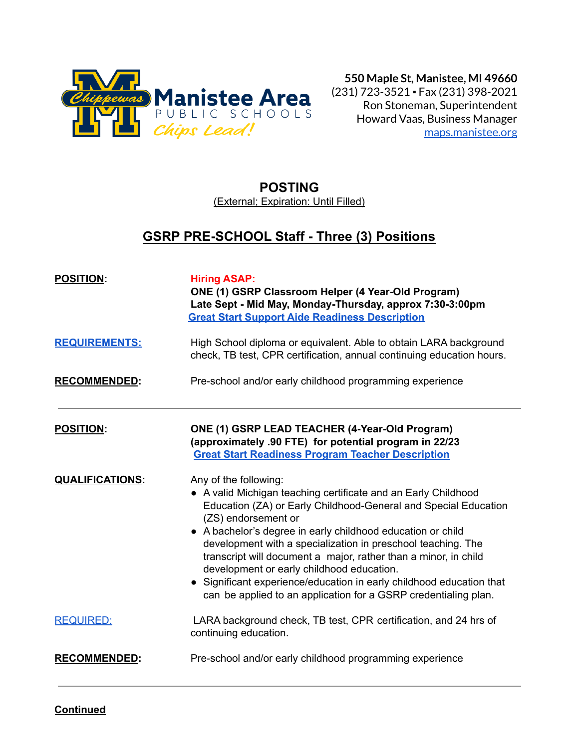**Manistee Area PUBLIC SCHOOLS**
*Chips Lead!*

**550 Maple St, Manistee, MI 49660**
(231) 723-3521 ▪ Fax (231) 398-2021
Ron Stoneman, Superintendent
Howard Vaas, Business Manager
maps.manistee.org

# POSTING

(External; Expiration: Until Filled)

## GSRP PRE-SCHOOL Staff - Three (3) Positions

**POSITION:**

**Hiring ASAP:**
**ONE (1) GSRP Classroom Helper (4 Year-Old Program)**
**Late Sept - Mid May, Monday-Thursday, approx 7:30-3:00pm**
**Great Start Support Aide Readiness Description**

**REQUIREMENTS:** High School diploma or equivalent. Able to obtain LARA background check, TB test, CPR certification, annual continuing education hours.

**RECOMMENDED:** Pre-school and/or early childhood programming experience

---

**POSITION:**

**ONE (1) GSRP LEAD TEACHER (4-Year-Old Program)**
**(approximately .90 FTE) for potential program in 22/23**
**Great Start Readiness Program Teacher Description**

**QUALIFICATIONS:** Any of the following:

- A valid Michigan teaching certificate and an Early Childhood Education (ZA) or Early Childhood-General and Special Education (ZS) endorsement or
- A bachelor's degree in early childhood education or child development with a specialization in preschool teaching. The transcript will document a major, rather than a minor, in child development or early childhood education.
- Significant experience/education in early childhood education that can be applied to an application for a GSRP credentialing plan.

REQUIRED: LARA background check, TB test, CPR certification, and 24 hrs of continuing education.

**RECOMMENDED:** Pre-school and/or early childhood programming experience

---

**Continued**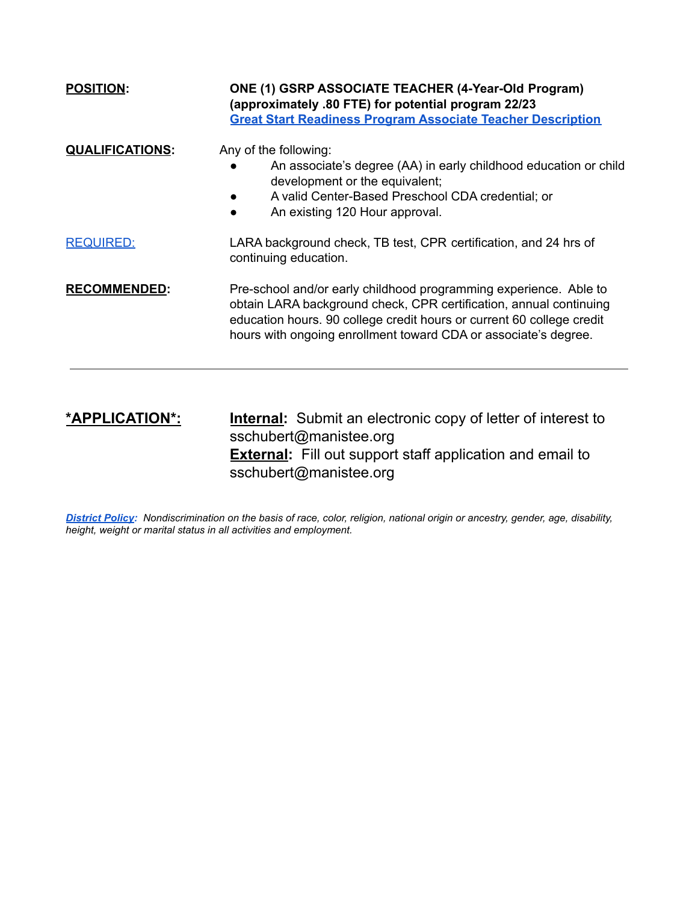**POSITION:** **ONE (1) GSRP ASSOCIATE TEACHER (4-Year-Old Program) (approximately .80 FTE) for potential program 22/23**
**Great Start Readiness Program Associate Teacher Description**

**QUALIFICATIONS:** Any of the following:

- An associate's degree (AA) in early childhood education or child development or the equivalent;
- A valid Center-Based Preschool CDA credential; or
- An existing 120 Hour approval.

REQUIRED: LARA background check, TB test, CPR certification, and 24 hrs of continuing education.

**RECOMMENDED:** Pre-school and/or early childhood programming experience. Able to obtain LARA background check, CPR certification, annual continuing education hours. 90 college credit hours or current 60 college credit hours with ongoing enrollment toward CDA or associate's degree.

---

**\*APPLICATION\*:** **Internal:** Submit an electronic copy of letter of interest to sschubert@manistee.org
**External:** Fill out support staff application and email to sschubert@manistee.org

***District Policy:*** *Nondiscrimination on the basis of race, color, religion, national origin or ancestry, gender, age, disability, height, weight or marital status in all activities and employment.*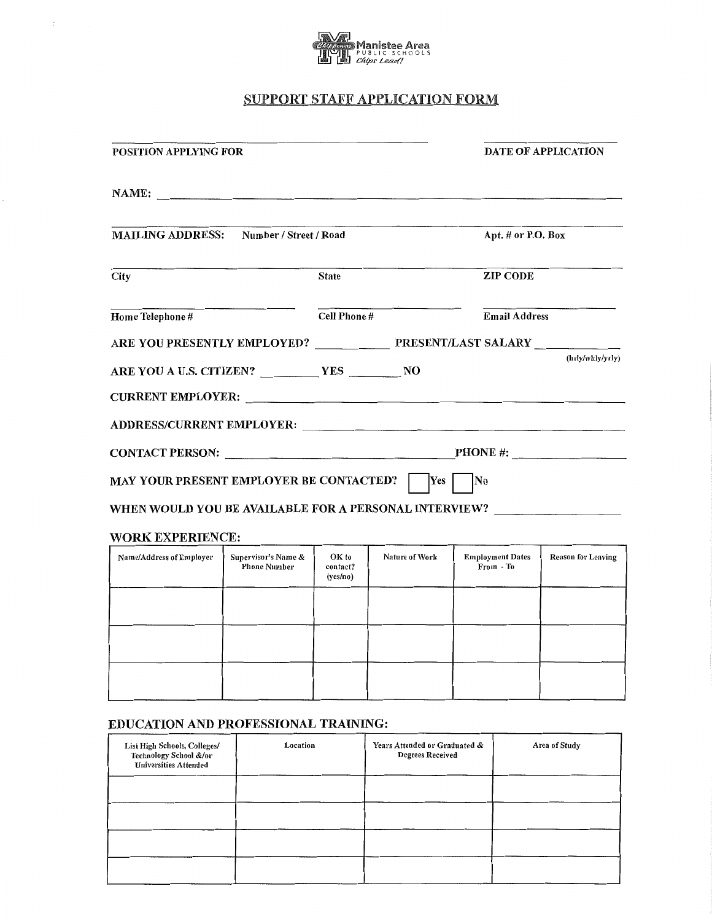Manistee Area PUBLIC SCHOOLS *Chips Lead!*

# SUPPORT STAFF APPLICATION FORM

______________________________ POSITION APPLYING FOR ______________ DATE OF APPLICATION

NAME: ______________________________

______________________________
MAILING ADDRESS: Number / Street / Road ______________ Apt. # or P.O. Box

______________________________
City ______________ State ______________ ZIP CODE

______________________________
Home Telephone # ______________ Cell Phone # ______________ Email Address

ARE YOU PRESENTLY EMPLOYED? __________ PRESENT/LAST SALARY __________ (hrly/wkly/yrly)

ARE YOU A U.S. CITIZEN? ________ YES ________ NO

CURRENT EMPLOYER: ______________________________

ADDRESS/CURRENT EMPLOYER: ______________________________

CONTACT PERSON: ______________________________ PHONE #: ______________

MAY YOUR PRESENT EMPLOYER BE CONTACTED? ☐ Yes ☐ No

WHEN WOULD YOU BE AVAILABLE FOR A PERSONAL INTERVIEW? ______________

## WORK EXPERIENCE:

| Name/Address of Employer | Supervisor's Name & Phone Number | OK to contact? (yes/no) | Nature of Work | Employment Dates From - To | Reason for Leaving |
|---|---|---|---|---|---|
| | | | | | |
| | | | | | |
| | | | | | |

## EDUCATION AND PROFESSIONAL TRAINING:

| List High Schools, Colleges/ Technology School &/or Universities Attended | Location | Years Attended or Graduated & Degrees Received | Area of Study |
|---|---|---|---|
| | | | |
| | | | |
| | | | |
| | | | |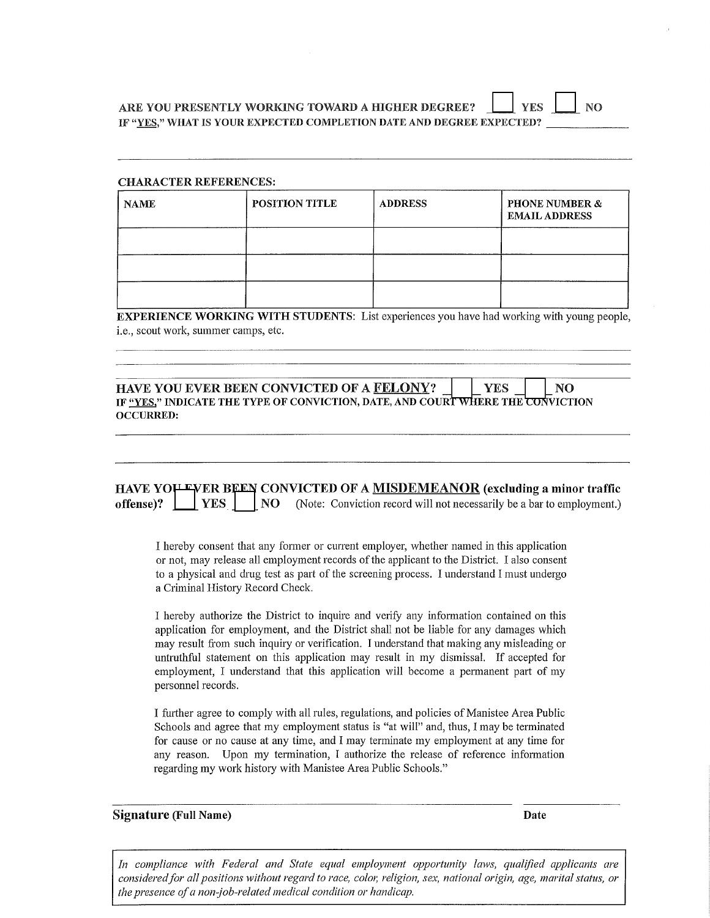ARE YOU PRESENTLY WORKING TOWARD A HIGHER DEGREE? ☐ YES ☐ NO

IF "YES," WHAT IS YOUR EXPECTED COMPLETION DATE AND DEGREE EXPECTED? ______________

______________________________________________________________________________

**CHARACTER REFERENCES:**

| NAME | POSITION TITLE | ADDRESS | PHONE NUMBER & EMAIL ADDRESS |
|---|---|---|---|
| | | | |
| | | | |
| | | | |

**EXPERIENCE WORKING WITH STUDENTS**: List experiences you have had working with young people, i.e., scout work, summer camps, etc.

______________________________________________________________________________

______________________________________________________________________________

**HAVE YOU EVER BEEN CONVICTED OF A FELONY?** ☐ **YES** ☐ **NO**

**IF "YES," INDICATE THE TYPE OF CONVICTION, DATE, AND COURT WHERE THE CONVICTION OCCURRED:**

______________________________________________________________________________

______________________________________________________________________________

**HAVE YOU EVER BEEN CONVICTED OF A MISDEMEANOR (excluding a minor traffic offense)?** ☐ **YES** ☐ **NO** (Note: Conviction record will not necessarily be a bar to employment.)

I hereby consent that any former or current employer, whether named in this application or not, may release all employment records of the applicant to the District. I also consent to a physical and drug test as part of the screening process. I understand I must undergo a Criminal History Record Check.

I hereby authorize the District to inquire and verify any information contained on this application for employment, and the District shall not be liable for any damages which may result from such inquiry or verification. I understand that making any misleading or untruthful statement on this application may result in my dismissal. If accepted for employment, I understand that this application will become a permanent part of my personnel records.

I further agree to comply with all rules, regulations, and policies of Manistee Area Public Schools and agree that my employment status is "at will" and, thus, I may be terminated for cause or no cause at any time, and I may terminate my employment at any time for any reason. Upon my termination, I authorize the release of reference information regarding my work history with Manistee Area Public Schools."

______________________________________________________________________________ ______________

**Signature (Full Name)** **Date**

*In compliance with Federal and State equal employment opportunity laws, qualified applicants are considered for all positions without regard to race, color, religion, sex, national origin, age, marital status, or the presence of a non-job-related medical condition or handicap.*